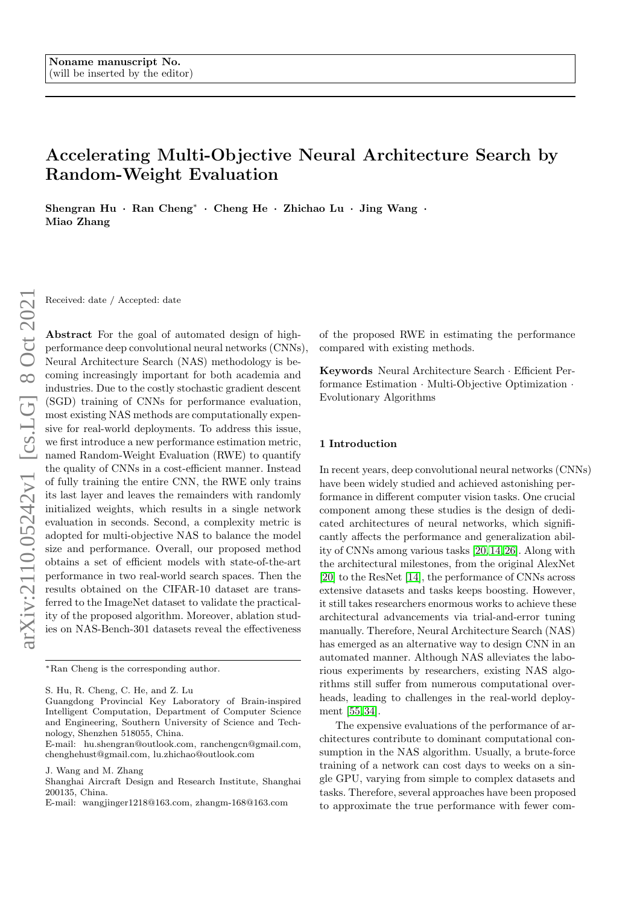Noname manuscript No.
(will be inserted by the editor)

# Accelerating Multi-Objective Neural Architecture Search by Random-Weight Evaluation

**Shengran Hu · Ran Cheng* · Cheng He · Zhichao Lu · Jing Wang · Miao Zhang**

Received: date / Accepted: date

**Abstract** For the goal of automated design of high-performance deep convolutional neural networks (CNNs), Neural Architecture Search (NAS) methodology is becoming increasingly important for both academia and industries. Due to the costly stochastic gradient descent (SGD) training of CNNs for performance evaluation, most existing NAS methods are computationally expensive for real-world deployments. To address this issue, we first introduce a new performance estimation metric, named Random-Weight Evaluation (RWE) to quantify the quality of CNNs in a cost-efficient manner. Instead of fully training the entire CNN, the RWE only trains its last layer and leaves the remainders with randomly initialized weights, which results in a single network evaluation in seconds. Second, a complexity metric is adopted for multi-objective NAS to balance the model size and performance. Overall, our proposed method obtains a set of efficient models with state-of-the-art performance in two real-world search spaces. Then the results obtained on the CIFAR-10 dataset are transferred to the ImageNet dataset to validate the practicality of the proposed algorithm. Moreover, ablation studies on NAS-Bench-301 datasets reveal the effectiveness of the proposed RWE in estimating the performance compared with existing methods.

**Keywords** Neural Architecture Search · Efficient Performance Estimation · Multi-Objective Optimization · Evolutionary Algorithms

*Ran Cheng is the corresponding author.

S. Hu, R. Cheng, C. He, and Z. Lu
Guangdong Provincial Key Laboratory of Brain-inspired Intelligent Computation, Department of Computer Science and Engineering, Southern University of Science and Technology, Shenzhen 518055, China.
E-mail: hu.shengran@outlook.com, ranchengcn@gmail.com, chenghehust@gmail.com, lu.zhichao@outlook.com

J. Wang and M. Zhang
Shanghai Aircraft Design and Research Institute, Shanghai 200135, China.
E-mail: wangjinger1218@163.com, zhangm-168@163.com

## 1 Introduction

In recent years, deep convolutional neural networks (CNNs) have been widely studied and achieved astonishing performance in different computer vision tasks. One crucial component among these studies is the design of dedicated architectures of neural networks, which significantly affects the performance and generalization ability of CNNs among various tasks [20,14,26]. Along with the architectural milestones, from the original AlexNet [20] to the ResNet [14], the performance of CNNs across extensive datasets and tasks keeps boosting. However, it still takes researchers enormous works to achieve these architectural advancements via trial-and-error tuning manually. Therefore, Neural Architecture Search (NAS) has emerged as an alternative way to design CNN in an automated manner. Although NAS alleviates the laborious experiments by researchers, existing NAS algorithms still suffer from numerous computational overheads, leading to challenges in the real-world deployment [55,34].

The expensive evaluations of the performance of architectures contribute to dominant computational consumption in the NAS algorithm. Usually, a brute-force training of a network can cost days to weeks on a single GPU, varying from simple to complex datasets and tasks. Therefore, several approaches have been proposed to approximate the true performance with fewer com-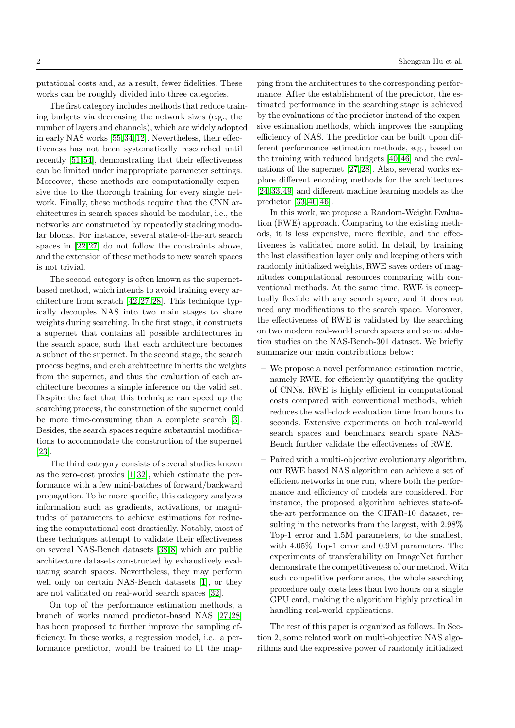putational costs and, as a result, fewer fidelities. These works can be roughly divided into three categories.

The first category includes methods that reduce training budgets via decreasing the network sizes (e.g., the number of layers and channels), which are widely adopted in early NAS works [55,34,12]. Nevertheless, their effectiveness has not been systematically researched until recently [51,54], demonstrating that their effectiveness can be limited under inappropriate parameter settings. Moreover, these methods are computationally expensive due to the thorough training for every single network. Finally, these methods require that the CNN architectures in search spaces should be modular, i.e., the networks are constructed by repeatedly stacking modular blocks. For instance, several state-of-the-art search spaces in [22,27] do not follow the constraints above, and the extension of these methods to new search spaces is not trivial.

The second category is often known as the supernet-based method, which intends to avoid training every architecture from scratch [42,27,28]. This technique typically decouples NAS into two main stages to share weights during searching. In the first stage, it constructs a supernet that contains all possible architectures in the search space, such that each architecture becomes a subnet of the supernet. In the second stage, the search process begins, and each architecture inherits the weights from the supernet, and thus the evaluation of each architecture becomes a simple inference on the valid set. Despite the fact that this technique can speed up the searching process, the construction of the supernet could be more time-consuming than a complete search [3]. Besides, the search spaces require substantial modifications to accommodate the construction of the supernet [23].

The third category consists of several studies known as the zero-cost proxies [1,32], which estimate the performance with a few mini-batches of forward/backward propagation. To be more specific, this category analyzes information such as gradients, activations, or magnitudes of parameters to achieve estimations for reducing the computational cost drastically. Notably, most of these techniques attempt to validate their effectiveness on several NAS-Bench datasets [38,8] which are public architecture datasets constructed by exhaustively evaluating search spaces. Nevertheless, they may perform well only on certain NAS-Bench datasets [1], or they are not validated on real-world search spaces [32].

On top of the performance estimation methods, a branch of works named predictor-based NAS [27,28] has been proposed to further improve the sampling efficiency. In these works, a regression model, i.e., a performance predictor, would be trained to fit the mapping from the architectures to the corresponding performance. After the establishment of the predictor, the estimated performance in the searching stage is achieved by the evaluations of the predictor instead of the expensive estimation methods, which improves the sampling efficiency of NAS. The predictor can be built upon different performance estimation methods, e.g., based on the training with reduced budgets [40,46] and the evaluations of the supernet [27,28]. Also, several works explore different encoding methods for the architectures [24,33,49] and different machine learning models as the predictor [33,40,46].

In this work, we propose a Random-Weight Evaluation (RWE) approach. Comparing to the existing methods, it is less expensive, more flexible, and the effectiveness is validated more solid. In detail, by training the last classification layer only and keeping others with randomly initialized weights, RWE saves orders of magnitudes computational resources comparing with conventional methods. At the same time, RWE is conceptually flexible with any search space, and it does not need any modifications to the search space. Moreover, the effectiveness of RWE is validated by the searching on two modern real-world search spaces and some ablation studies on the NAS-Bench-301 dataset. We briefly summarize our main contributions below:

- We propose a novel performance estimation metric, namely RWE, for efficiently quantifying the quality of CNNs. RWE is highly efficient in computational costs compared with conventional methods, which reduces the wall-clock evaluation time from hours to seconds. Extensive experiments on both real-world search spaces and benchmark search space NAS-Bench further validate the effectiveness of RWE.
- Paired with a multi-objective evolutionary algorithm, our RWE based NAS algorithm can achieve a set of efficient networks in one run, where both the performance and efficiency of models are considered. For instance, the proposed algorithm achieves state-of-the-art performance on the CIFAR-10 dataset, resulting in the networks from the largest, with 2.98% Top-1 error and 1.5M parameters, to the smallest, with 4.05% Top-1 error and 0.9M parameters. The experiments of transferability on ImageNet further demonstrate the competitiveness of our method. With such competitive performance, the whole searching procedure only costs less than two hours on a single GPU card, making the algorithm highly practical in handling real-world applications.

The rest of this paper is organized as follows. In Section 2, some related work on multi-objective NAS algorithms and the expressive power of randomly initialized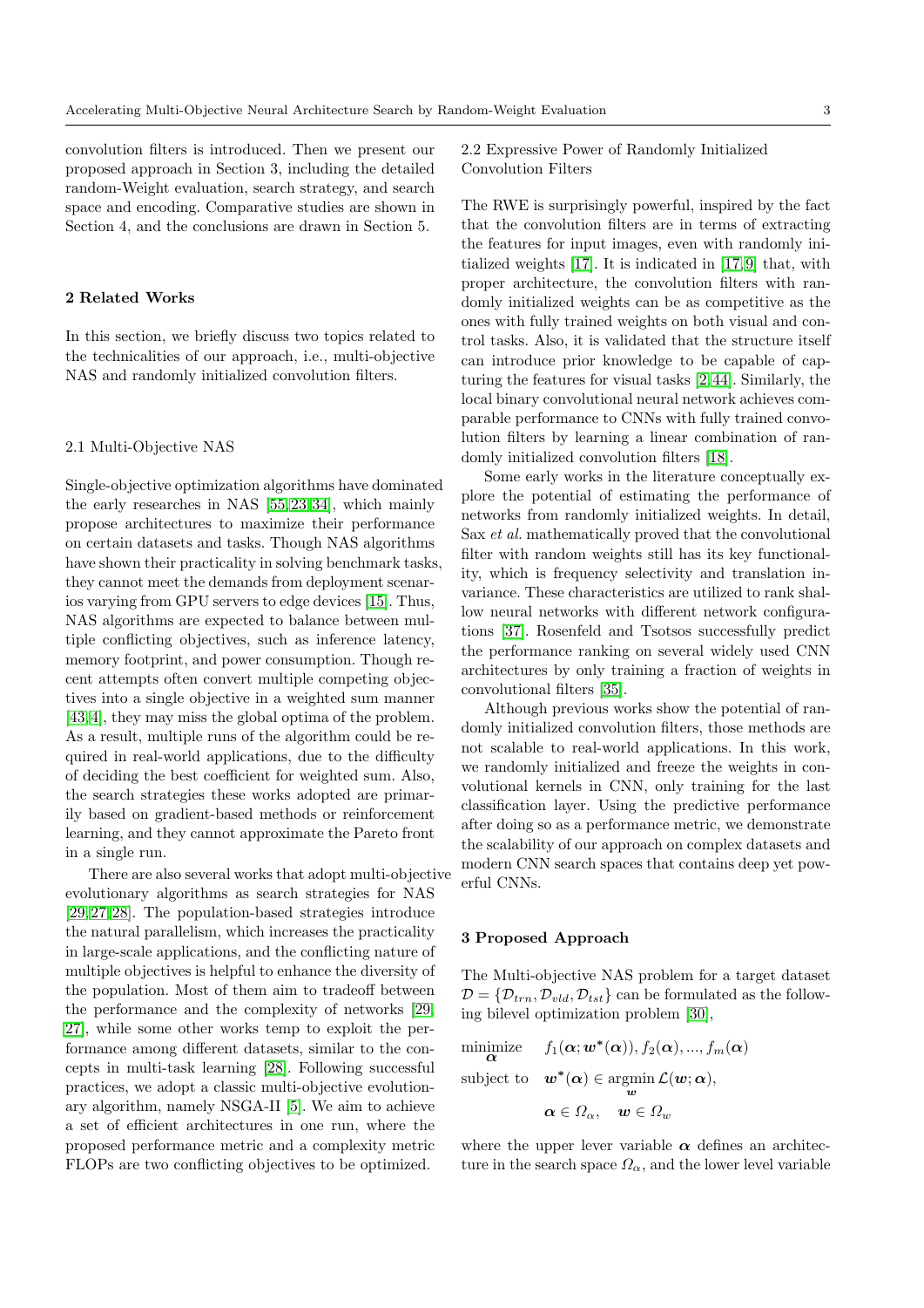convolution filters is introduced. Then we present our proposed approach in Section 3, including the detailed random-Weight evaluation, search strategy, and search space and encoding. Comparative studies are shown in Section 4, and the conclusions are drawn in Section 5.

## 2 Related Works

In this section, we briefly discuss two topics related to the technicalities of our approach, i.e., multi-objective NAS and randomly initialized convolution filters.

### 2.1 Multi-Objective NAS

Single-objective optimization algorithms have dominated the early researches in NAS [55,23,34], which mainly propose architectures to maximize their performance on certain datasets and tasks. Though NAS algorithms have shown their practicality in solving benchmark tasks, they cannot meet the demands from deployment scenarios varying from GPU servers to edge devices [15]. Thus, NAS algorithms are expected to balance between multiple conflicting objectives, such as inference latency, memory footprint, and power consumption. Though recent attempts often convert multiple competing objectives into a single objective in a weighted sum manner [43,4], they may miss the global optima of the problem. As a result, multiple runs of the algorithm could be required in real-world applications, due to the difficulty of deciding the best coefficient for weighted sum. Also, the search strategies these works adopted are primarily based on gradient-based methods or reinforcement learning, and they cannot approximate the Pareto front in a single run.

There are also several works that adopt multi-objective evolutionary algorithms as search strategies for NAS [29,27,28]. The population-based strategies introduce the natural parallelism, which increases the practicality in large-scale applications, and the conflicting nature of multiple objectives is helpful to enhance the diversity of the population. Most of them aim to tradeoff between the performance and the complexity of networks [29, 27], while some other works temp to exploit the performance among different datasets, similar to the concepts in multi-task learning [28]. Following successful practices, we adopt a classic multi-objective evolutionary algorithm, namely NSGA-II [5]. We aim to achieve a set of efficient architectures in one run, where the proposed performance metric and a complexity metric FLOPs are two conflicting objectives to be optimized.

### 2.2 Expressive Power of Randomly Initialized Convolution Filters

The RWE is surprisingly powerful, inspired by the fact that the convolution filters are in terms of extracting the features for input images, even with randomly initialized weights [17]. It is indicated in [17,9] that, with proper architecture, the convolution filters with randomly initialized weights can be as competitive as the ones with fully trained weights on both visual and control tasks. Also, it is validated that the structure itself can introduce prior knowledge to be capable of capturing the features for visual tasks [2,44]. Similarly, the local binary convolutional neural network achieves comparable performance to CNNs with fully trained convolution filters by learning a linear combination of randomly initialized convolution filters [18].

Some early works in the literature conceptually explore the potential of estimating the performance of networks from randomly initialized weights. In detail, Sax *et al.* mathematically proved that the convolutional filter with random weights still has its key functionality, which is frequency selectivity and translation invariance. These characteristics are utilized to rank shallow neural networks with different network configurations [37]. Rosenfeld and Tsotsos successfully predict the performance ranking on several widely used CNN architectures by only training a fraction of weights in convolutional filters [35].

Although previous works show the potential of randomly initialized convolution filters, those methods are not scalable to real-world applications. In this work, we randomly initialized and freeze the weights in convolutional kernels in CNN, only training for the last classification layer. Using the predictive performance after doing so as a performance metric, we demonstrate the scalability of our approach on complex datasets and modern CNN search spaces that contains deep yet powerful CNNs.

## 3 Proposed Approach

The Multi-objective NAS problem for a target dataset $\mathcal{D} = \{\mathcal{D}_{trn}, \mathcal{D}_{vld}, \mathcal{D}_{tst}\}$ can be formulated as the following bilevel optimization problem [30],

$$
\begin{aligned}
\underset{\boldsymbol{\alpha}}{\text{minimize}} \quad & f_1(\boldsymbol{\alpha}; \boldsymbol{w}^*(\boldsymbol{\alpha})), f_2(\boldsymbol{\alpha}), ..., f_m(\boldsymbol{\alpha}) \\
\text{subject to} \quad & \boldsymbol{w}^*(\boldsymbol{\alpha}) \in \underset{\boldsymbol{w}}{\text{argmin}} \, \mathcal{L}(\boldsymbol{w}; \boldsymbol{\alpha}), \\
& \boldsymbol{\alpha} \in \Omega_\alpha, \quad \boldsymbol{w} \in \Omega_w
\end{aligned}
$$

where the upper lever variable $\boldsymbol{\alpha}$ defines an architecture in the search space $\Omega_\alpha$, and the lower level variable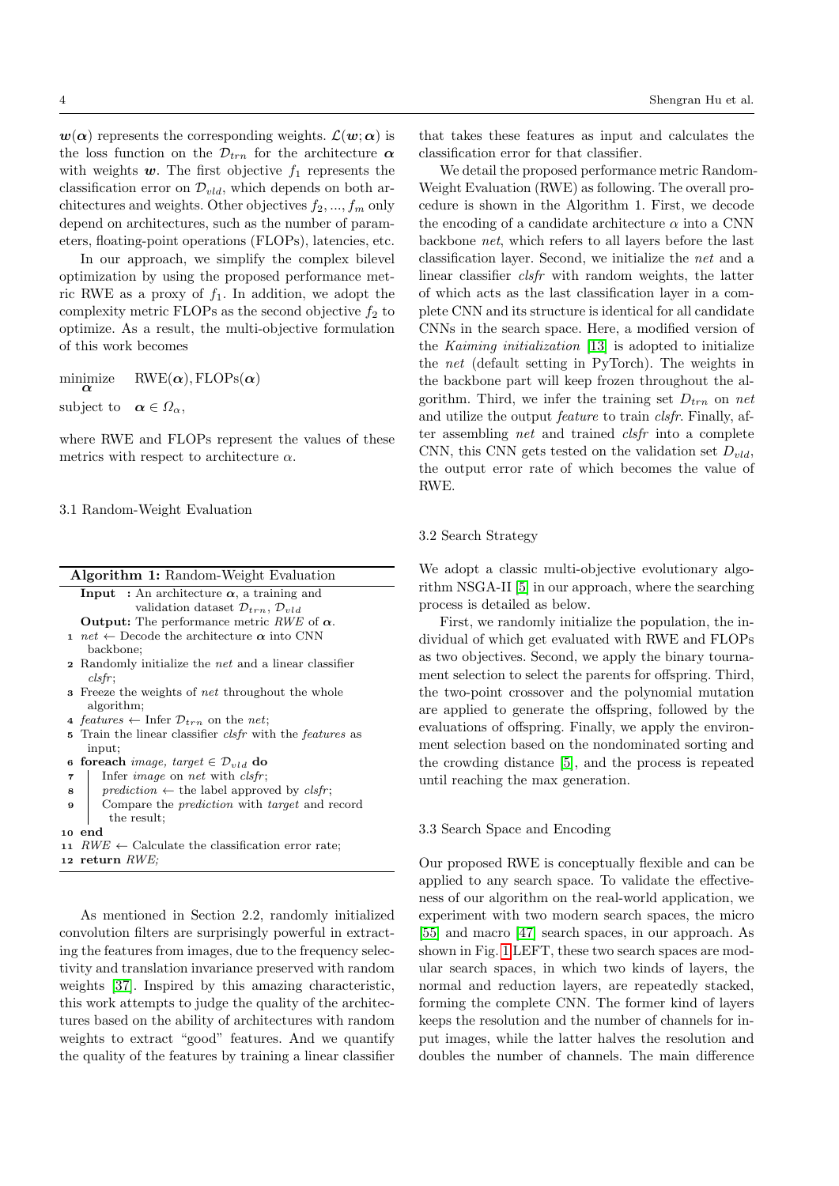$\boldsymbol{w}(\boldsymbol{\alpha})$ represents the corresponding weights. $\mathcal{L}(\boldsymbol{w};\boldsymbol{\alpha})$ is the loss function on the $\mathcal{D}_{trn}$ for the architecture $\boldsymbol{\alpha}$ with weights $\boldsymbol{w}$. The first objective $f_1$ represents the classification error on $\mathcal{D}_{vld}$, which depends on both architectures and weights. Other objectives $f_2, ..., f_m$ only depend on architectures, such as the number of parameters, floating-point operations (FLOPs), latencies, etc.

In our approach, we simplify the complex bilevel optimization by using the proposed performance metric RWE as a proxy of $f_1$. In addition, we adopt the complexity metric FLOPs as the second objective $f_2$ to optimize. As a result, the multi-objective formulation of this work becomes

$$
\begin{aligned}
\underset{\boldsymbol{\alpha}}{\text{minimize}} \quad & \text{RWE}(\boldsymbol{\alpha}), \text{FLOPs}(\boldsymbol{\alpha}) \\
\text{subject to} \quad & \boldsymbol{\alpha} \in \Omega_{\alpha},
\end{aligned}
$$

where RWE and FLOPs represent the values of these metrics with respect to architecture $\alpha$.

### 3.1 Random-Weight Evaluation

**Algorithm 1:** Random-Weight Evaluation

**Input :** An architecture $\boldsymbol{\alpha}$, a training and validation dataset $\mathcal{D}_{trn}$, $\mathcal{D}_{vld}$

**Output:** The performance metric *RWE* of $\boldsymbol{\alpha}$.

1. *net* ← Decode the architecture $\boldsymbol{\alpha}$ into CNN backbone;
2. Randomly initialize the *net* and a linear classifier *clsfr*;
3. Freeze the weights of *net* throughout the whole algorithm;
4. *features* ← Infer $\mathcal{D}_{trn}$ on the *net*;
5. Train the linear classifier *clsfr* with the *features* as input;
6. **foreach** *image, target* $\in \mathcal{D}_{vld}$ **do**
7. &nbsp;&nbsp;&nbsp;&nbsp;Infer *image* on *net* with *clsfr*;
8. &nbsp;&nbsp;&nbsp;&nbsp;*prediction* ← the label approved by *clsfr*;
9. &nbsp;&nbsp;&nbsp;&nbsp;Compare the *prediction* with *target* and record the result;
10. **end**
11. *RWE* ← Calculate the classification error rate;
12. **return** *RWE;*

As mentioned in Section 2.2, randomly initialized convolution filters are surprisingly powerful in extracting the features from images, due to the frequency selectivity and translation invariance preserved with random weights [37]. Inspired by this amazing characteristic, this work attempts to judge the quality of the architectures based on the ability of architectures with random weights to extract "good" features. And we quantify the quality of the features by training a linear classifier that takes these features as input and calculates the classification error for that classifier.

We detail the proposed performance metric Random-Weight Evaluation (RWE) as following. The overall procedure is shown in the Algorithm 1. First, we decode the encoding of a candidate architecture $\alpha$ into a CNN backbone *net*, which refers to all layers before the last classification layer. Second, we initialize the *net* and a linear classifier *clsfr* with random weights, the latter of which acts as the last classification layer in a complete CNN and its structure is identical for all candidate CNNs in the search space. Here, a modified version of the *Kaiming initialization* [13] is adopted to initialize the *net* (default setting in PyTorch). The weights in the backbone part will keep frozen throughout the algorithm. Third, we infer the training set $D_{trn}$ on *net* and utilize the output *feature* to train *clsfr*. Finally, after assembling *net* and trained *clsfr* into a complete CNN, this CNN gets tested on the validation set $D_{vld}$, the output error rate of which becomes the value of RWE.

### 3.2 Search Strategy

We adopt a classic multi-objective evolutionary algorithm NSGA-II [5] in our approach, where the searching process is detailed as below.

First, we randomly initialize the population, the individual of which get evaluated with RWE and FLOPs as two objectives. Second, we apply the binary tournament selection to select the parents for offspring. Third, the two-point crossover and the polynomial mutation are applied to generate the offspring, followed by the evaluations of offspring. Finally, we apply the environment selection based on the nondominated sorting and the crowding distance [5], and the process is repeated until reaching the max generation.

### 3.3 Search Space and Encoding

Our proposed RWE is conceptually flexible and can be applied to any search space. To validate the effectiveness of our algorithm on the real-world application, we experiment with two modern search spaces, the micro [55] and macro [47] search spaces, in our approach. As shown in Fig. 1 LEFT, these two search spaces are modular search spaces, in which two kinds of layers, the normal and reduction layers, are repeatedly stacked, forming the complete CNN. The former kind of layers keeps the resolution and the number of channels for input images, while the latter halves the resolution and doubles the number of channels. The main difference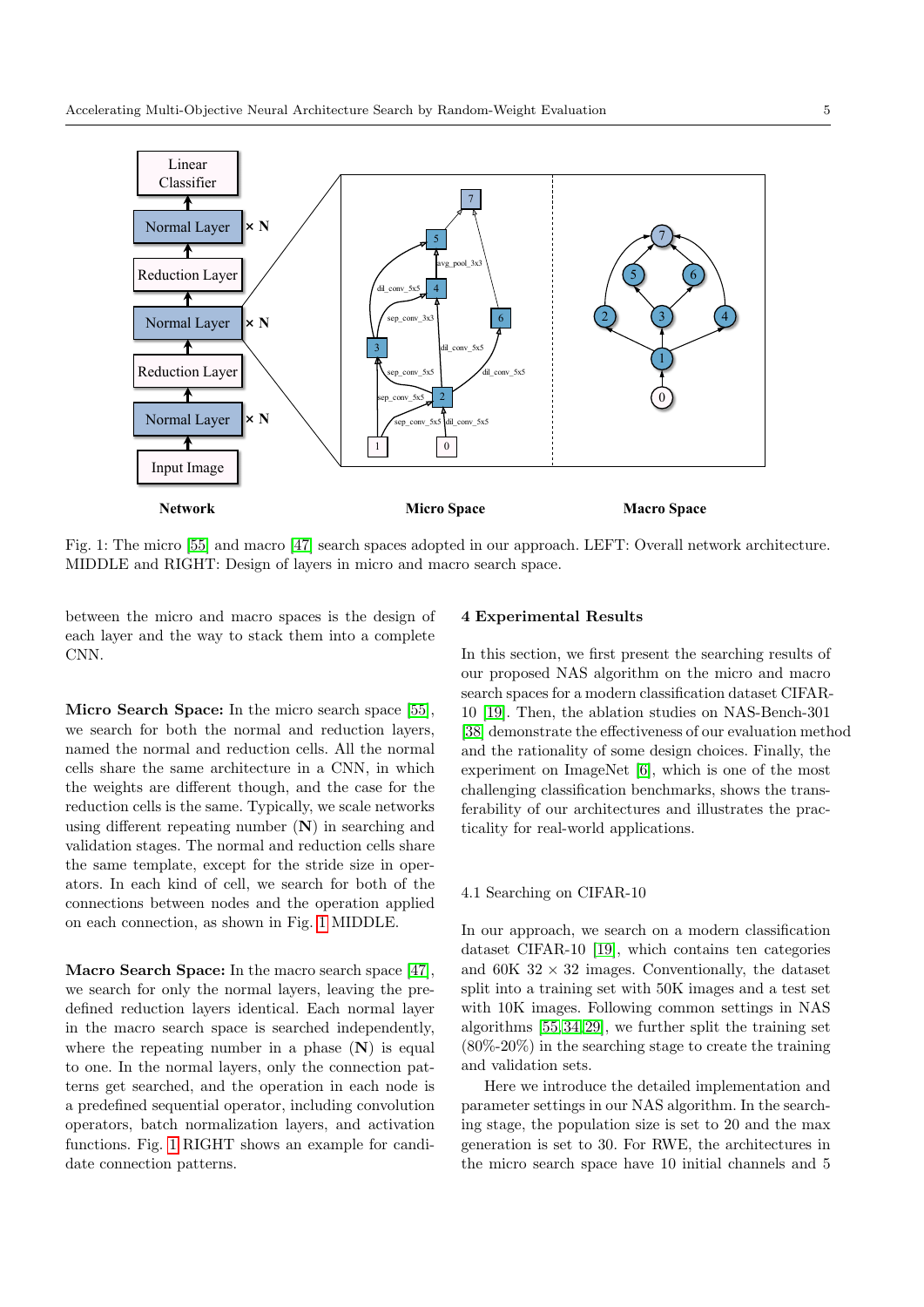Fig. 1: The micro [55] and macro [47] search spaces adopted in our approach. LEFT: Overall network architecture. MIDDLE and RIGHT: Design of layers in micro and macro search space.

between the micro and macro spaces is the design of each layer and the way to stack them into a complete CNN.

**Micro Search Space:** In the micro search space [55], we search for both the normal and reduction layers, named the normal and reduction cells. All the normal cells share the same architecture in a CNN, in which the weights are different though, and the case for the reduction cells is the same. Typically, we scale networks using different repeating number (**N**) in searching and validation stages. The normal and reduction cells share the same template, except for the stride size in operators. In each kind of cell, we search for both of the connections between nodes and the operation applied on each connection, as shown in Fig. 1 MIDDLE.

**Macro Search Space:** In the macro search space [47], we search for only the normal layers, leaving the predefined reduction layers identical. Each normal layer in the macro search space is searched independently, where the repeating number in a phase (**N**) is equal to one. In the normal layers, only the connection patterns get searched, and the operation in each node is a predefined sequential operator, including convolution operators, batch normalization layers, and activation functions. Fig. 1 RIGHT shows an example for candidate connection patterns.

## 4 Experimental Results

In this section, we first present the searching results of our proposed NAS algorithm on the micro and macro search spaces for a modern classification dataset CIFAR-10 [19]. Then, the ablation studies on NAS-Bench-301 [38] demonstrate the effectiveness of our evaluation method and the rationality of some design choices. Finally, the experiment on ImageNet [6], which is one of the most challenging classification benchmarks, shows the transferability of our architectures and illustrates the practicality for real-world applications.

### 4.1 Searching on CIFAR-10

In our approach, we search on a modern classification dataset CIFAR-10 [19], which contains ten categories and 60K $32 \times 32$ images. Conventionally, the dataset split into a training set with 50K images and a test set with 10K images. Following common settings in NAS algorithms [55,34,29], we further split the training set (80%-20%) in the searching stage to create the training and validation sets.

Here we introduce the detailed implementation and parameter settings in our NAS algorithm. In the searching stage, the population size is set to 20 and the max generation is set to 30. For RWE, the architectures in the micro search space have 10 initial channels and 5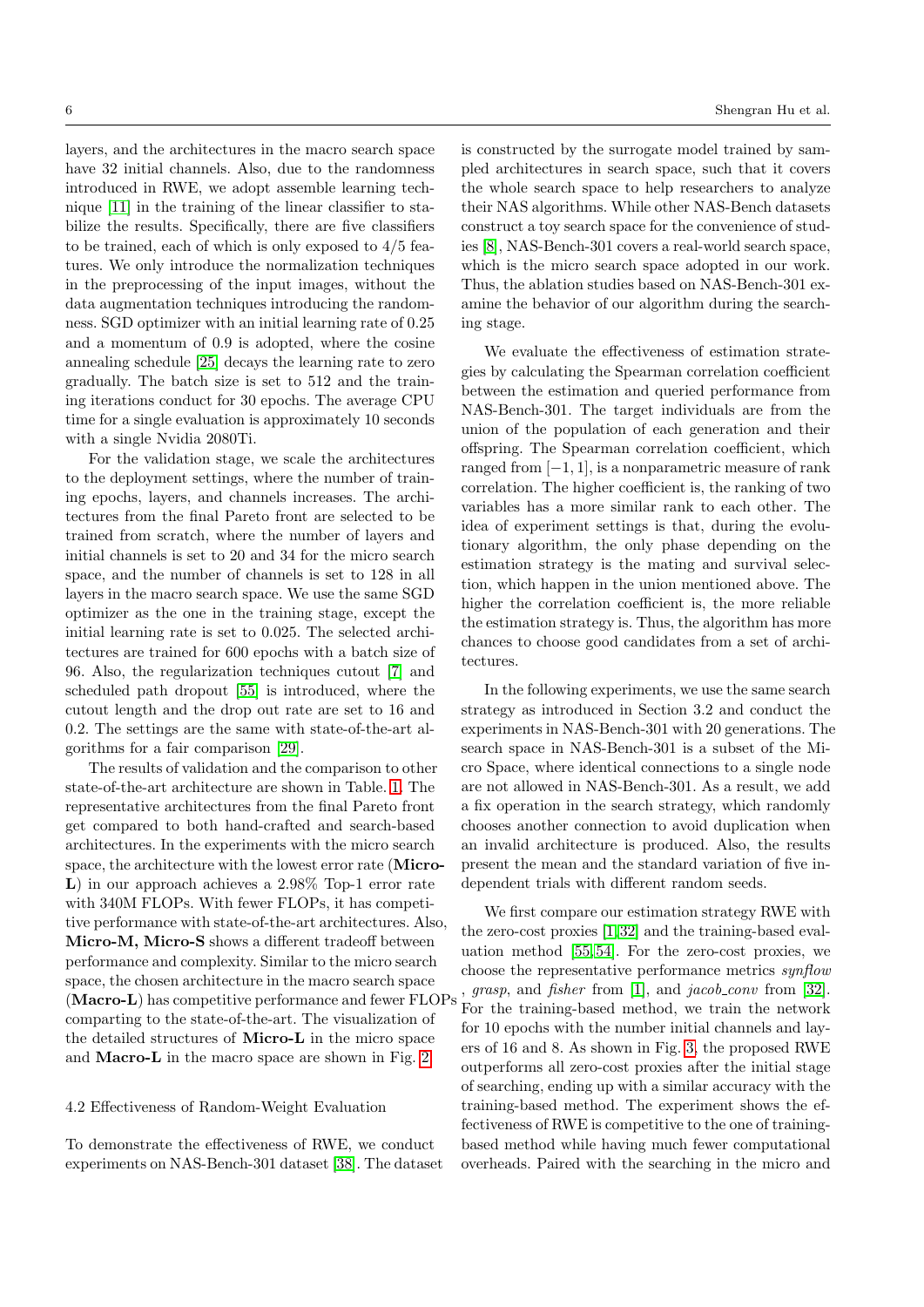layers, and the architectures in the macro search space have 32 initial channels. Also, due to the randomness introduced in RWE, we adopt assemble learning technique [11] in the training of the linear classifier to stabilize the results. Specifically, there are five classifiers to be trained, each of which is only exposed to 4/5 features. We only introduce the normalization techniques in the preprocessing of the input images, without the data augmentation techniques introducing the randomness. SGD optimizer with an initial learning rate of 0.25 and a momentum of 0.9 is adopted, where the cosine annealing schedule [25] decays the learning rate to zero gradually. The batch size is set to 512 and the training iterations conduct for 30 epochs. The average CPU time for a single evaluation is approximately 10 seconds with a single Nvidia 2080Ti.

For the validation stage, we scale the architectures to the deployment settings, where the number of training epochs, layers, and channels increases. The architectures from the final Pareto front are selected to be trained from scratch, where the number of layers and initial channels is set to 20 and 34 for the micro search space, and the number of channels is set to 128 in all layers in the macro search space. We use the same SGD optimizer as the one in the training stage, except the initial learning rate is set to 0.025. The selected architectures are trained for 600 epochs with a batch size of 96. Also, the regularization techniques cutout [7] and scheduled path dropout [55] is introduced, where the cutout length and the drop out rate are set to 16 and 0.2. The settings are the same with state-of-the-art algorithms for a fair comparison [29].

The results of validation and the comparison to other state-of-the-art architecture are shown in Table. 1. The representative architectures from the final Pareto front get compared to both hand-crafted and search-based architectures. In the experiments with the micro search space, the architecture with the lowest error rate (**Micro-L**) in our approach achieves a 2.98% Top-1 error rate with 340M FLOPs. With fewer FLOPs, it has competitive performance with state-of-the-art architectures. Also, **Micro-M, Micro-S** shows a different tradeoff between performance and complexity. Similar to the micro search space, the chosen architecture in the macro search space (**Macro-L**) has competitive performance and fewer FLOPs comparting to the state-of-the-art. The visualization of the detailed structures of **Micro-L** in the micro space and **Macro-L** in the macro space are shown in Fig. 2.

### 4.2 Effectiveness of Random-Weight Evaluation

To demonstrate the effectiveness of RWE, we conduct experiments on NAS-Bench-301 dataset [38]. The dataset is constructed by the surrogate model trained by sampled architectures in search space, such that it covers the whole search space to help researchers to analyze their NAS algorithms. While other NAS-Bench datasets construct a toy search space for the convenience of studies [8], NAS-Bench-301 covers a real-world search space, which is the micro search space adopted in our work. Thus, the ablation studies based on NAS-Bench-301 examine the behavior of our algorithm during the searching stage.

We evaluate the effectiveness of estimation strategies by calculating the Spearman correlation coefficient between the estimation and queried performance from NAS-Bench-301. The target individuals are from the union of the population of each generation and their offspring. The Spearman correlation coefficient, which ranged from $[-1, 1]$, is a nonparametric measure of rank correlation. The higher coefficient is, the ranking of two variables has a more similar rank to each other. The idea of experiment settings is that, during the evolutionary algorithm, the only phase depending on the estimation strategy is the mating and survival selection, which happen in the union mentioned above. The higher the correlation coefficient is, the more reliable the estimation strategy is. Thus, the algorithm has more chances to choose good candidates from a set of architectures.

In the following experiments, we use the same search strategy as introduced in Section 3.2 and conduct the experiments in NAS-Bench-301 with 20 generations. The search space in NAS-Bench-301 is a subset of the Micro Space, where identical connections to a single node are not allowed in NAS-Bench-301. As a result, we add a fix operation in the search strategy, which randomly chooses another connection to avoid duplication when an invalid architecture is produced. Also, the results present the mean and the standard variation of five independent trials with different random seeds.

We first compare our estimation strategy RWE with the zero-cost proxies [1,32] and the training-based evaluation method [55,54]. For the zero-cost proxies, we choose the representative performance metrics *synflow* , *grasp*, and *fisher* from [1], and *jacob_conv* from [32]. For the training-based method, we train the network for 10 epochs with the number initial channels and layers of 16 and 8. As shown in Fig. 3, the proposed RWE outperforms all zero-cost proxies after the initial stage of searching, ending up with a similar accuracy with the training-based method. The experiment shows the effectiveness of RWE is competitive to the one of training-based method while having much fewer computational overheads. Paired with the searching in the micro and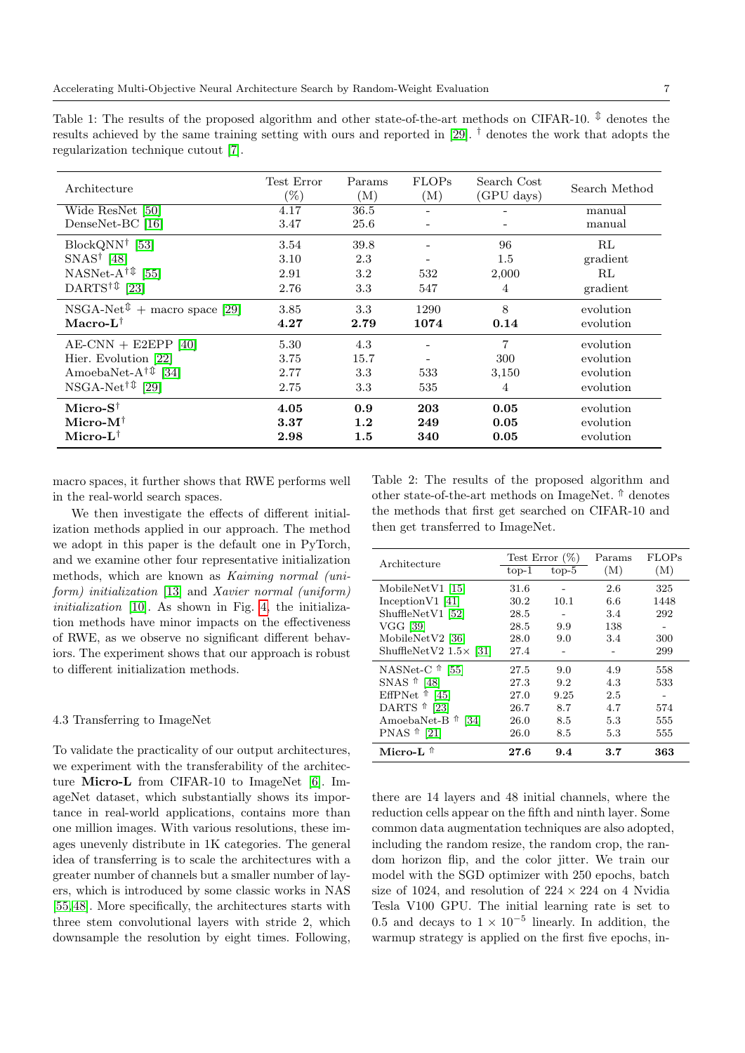Table 1: The results of the proposed algorithm and other state-of-the-art methods on CIFAR-10. ⇕ denotes the results achieved by the same training setting with ours and reported in [29]. † denotes the work that adopts the regularization technique cutout [7].

| Architecture | Test Error (%) | Params (M) | FLOPs (M) | Search Cost (GPU days) | Search Method |
|---|---|---|---|---|---|
| Wide ResNet [50] | 4.17 | 36.5 | - | - | manual |
| DenseNet-BC [16] | 3.47 | 25.6 | - | - | manual |
| BlockQNN† [53] | 3.54 | 39.8 | - | 96 | RL |
| SNAS† [48] | 3.10 | 2.3 | - | 1.5 | gradient |
| NASNet-A†⇕ [55] | 2.91 | 3.2 | 532 | 2,000 | RL |
| DARTS†⇕ [23] | 2.76 | 3.3 | 547 | 4 | gradient |
| NSGA-Net⇕ + macro space [29] | 3.85 | 3.3 | 1290 | 8 | evolution |
| **Macro-L†** | **4.27** | **2.79** | **1074** | **0.14** | evolution |
| AE-CNN + E2EPP [40] | 5.30 | 4.3 | - | 7 | evolution |
| Hier. Evolution [22] | 3.75 | 15.7 | - | 300 | evolution |
| AmoebaNet-A†⇕ [34] | 2.77 | 3.3 | 533 | 3,150 | evolution |
| NSGA-Net†⇕ [29] | 2.75 | 3.3 | 535 | 4 | evolution |
| **Micro-S†** | **4.05** | **0.9** | **203** | **0.05** | evolution |
| **Micro-M†** | **3.37** | **1.2** | **249** | **0.05** | evolution |
| **Micro-L†** | **2.98** | **1.5** | **340** | **0.05** | evolution |

macro spaces, it further shows that RWE performs well in the real-world search spaces.

We then investigate the effects of different initialization methods applied in our approach. The method we adopt in this paper is the default one in PyTorch, and we examine other four representative initialization methods, which are known as *Kaiming normal (uniform) initialization* [13] and *Xavier normal (uniform) initialization* [10]. As shown in Fig. 4, the initialization methods have minor impacts on the effectiveness of RWE, as we observe no significant different behaviors. The experiment shows that our approach is robust to different initialization methods.

### 4.3 Transferring to ImageNet

To validate the practicality of our output architectures, we experiment with the transferability of the architecture **Micro-L** from CIFAR-10 to ImageNet [6]. ImageNet dataset, which substantially shows its importance in real-world applications, contains more than one million images. With various resolutions, these images unevenly distribute in 1K categories. The general idea of transferring is to scale the architectures with a greater number of channels but a smaller number of layers, which is introduced by some classic works in NAS [55,48]. More specifically, the architectures starts with three stem convolutional layers with stride 2, which downsample the resolution by eight times. Following, there are 14 layers and 48 initial channels, where the reduction cells appear on the fifth and ninth layer. Some common data augmentation techniques are also adopted, including the random resize, the random crop, the random horizon flip, and the color jitter. We train our model with the SGD optimizer with 250 epochs, batch size of 1024, and resolution of $224 \times 224$ on 4 Nvidia Tesla V100 GPU. The initial learning rate is set to 0.5 and decays to $1 \times 10^{-5}$ linearly. In addition, the warmup strategy is applied on the first five epochs, in-

Table 2: The results of the proposed algorithm and other state-of-the-art methods on ImageNet. ⇑ denotes the methods that first get searched on CIFAR-10 and then get transferred to ImageNet.

| Architecture | Test Error (%) top-1 | Test Error (%) top-5 | Params (M) | FLOPs (M) |
|---|---|---|---|---|
| MobileNetV1 [15] | 31.6 | - | 2.6 | 325 |
| InceptionV1 [41] | 30.2 | 10.1 | 6.6 | 1448 |
| ShuffleNetV1 [52] | 28.5 | - | 3.4 | 292 |
| VGG [39] | 28.5 | 9.9 | 138 | - |
| MobileNetV2 [36] | 28.0 | 9.0 | 3.4 | 300 |
| ShuffleNetV2 1.5× [31] | 27.4 | - | - | 299 |
| NASNet-C ⇑ [55] | 27.5 | 9.0 | 4.9 | 558 |
| SNAS ⇑ [48] | 27.3 | 9.2 | 4.3 | 533 |
| EffPNet ⇑ [45] | 27.0 | 9.25 | 2.5 | - |
| DARTS ⇑ [23] | 26.7 | 8.7 | 4.7 | 574 |
| AmoebaNet-B ⇑ [34] | 26.0 | 8.5 | 5.3 | 555 |
| PNAS ⇑ [21] | 26.0 | 8.5 | 5.3 | 555 |
| **Micro-L ⇑** | **27.6** | **9.4** | **3.7** | **363** |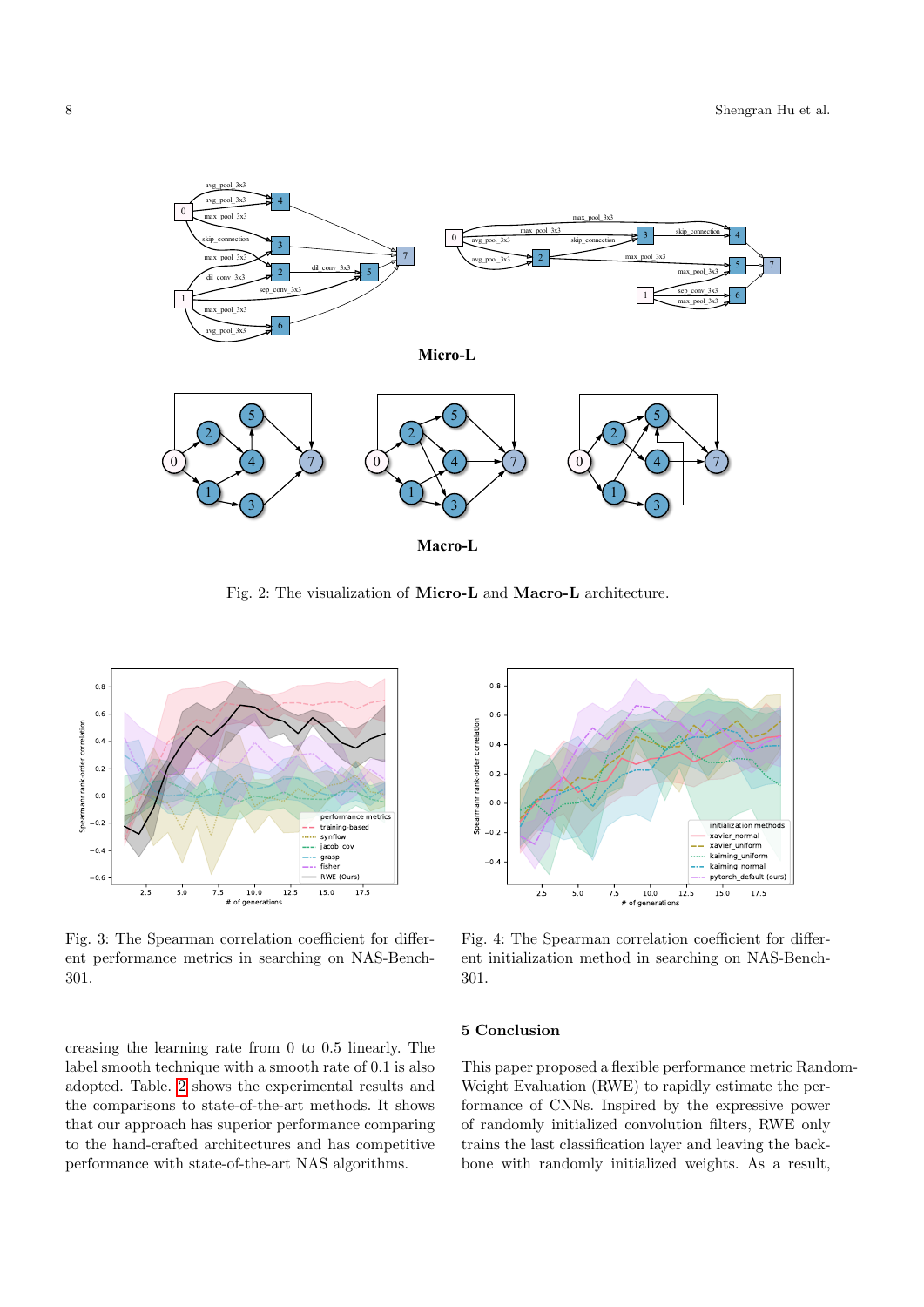Fig. 2: The visualization of **Micro-L** and **Macro-L** architecture.

Fig. 3: The Spearman correlation coefficient for different performance metrics in searching on NAS-Bench-301.

Fig. 4: The Spearman correlation coefficient for different initialization method in searching on NAS-Bench-301.

creasing the learning rate from 0 to 0.5 linearly. The label smooth technique with a smooth rate of 0.1 is also adopted. Table. 2 shows the experimental results and the comparisons to state-of-the-art methods. It shows that our approach has superior performance comparing to the hand-crafted architectures and has competitive performance with state-of-the-art NAS algorithms.

## 5 Conclusion

This paper proposed a flexible performance metric Random-Weight Evaluation (RWE) to rapidly estimate the performance of CNNs. Inspired by the expressive power of randomly initialized convolution filters, RWE only trains the last classification layer and leaving the backbone with randomly initialized weights. As a result,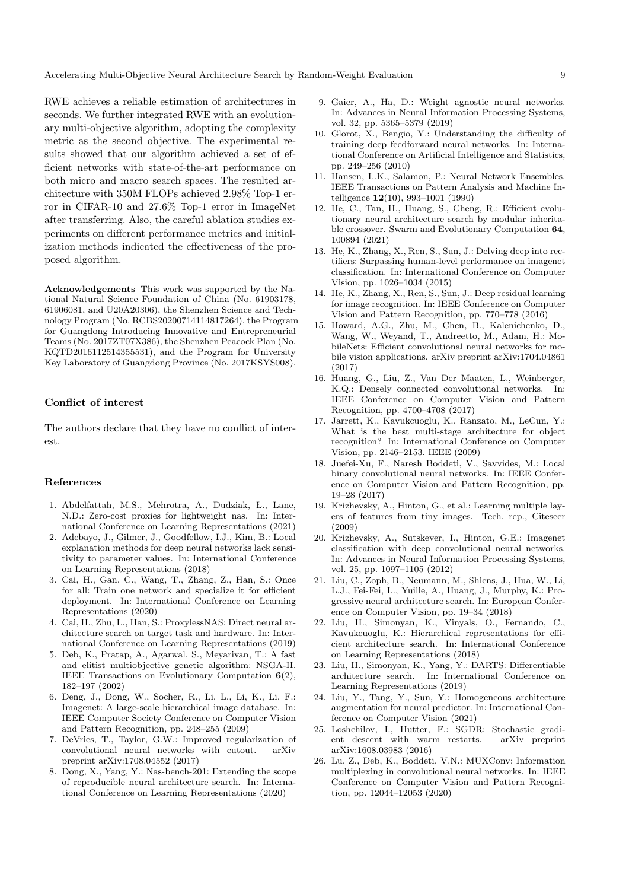RWE achieves a reliable estimation of architectures in seconds. We further integrated RWE with an evolutionary multi-objective algorithm, adopting the complexity metric as the second objective. The experimental results showed that our algorithm achieved a set of efficient networks with state-of-the-art performance on both micro and macro search spaces. The resulted architecture with 350M FLOPs achieved 2.98% Top-1 error in CIFAR-10 and 27.6% Top-1 error in ImageNet after transferring. Also, the careful ablation studies experiments on different performance metrics and initialization methods indicated the effectiveness of the proposed algorithm.

**Acknowledgements** This work was supported by the National Natural Science Foundation of China (No. 61903178, 61906081, and U20A20306), the Shenzhen Science and Technology Program (No. RCBS20200714114817264), the Program for Guangdong Introducing Innovative and Entrepreneurial Teams (No. 2017ZT07X386), the Shenzhen Peacock Plan (No. KQTD2016112514355531), and the Program for University Key Laboratory of Guangdong Province (No. 2017KSYS008).

## Conflict of interest

The authors declare that they have no conflict of interest.

## References

1. Abdelfattah, M.S., Mehrotra, A., Dudziak, Ł., Lane, N.D.: Zero-cost proxies for lightweight nas. In: International Conference on Learning Representations (2021)
2. Adebayo, J., Gilmer, J., Goodfellow, I.J., Kim, B.: Local explanation methods for deep neural networks lack sensitivity to parameter values. In: International Conference on Learning Representations (2018)
3. Cai, H., Gan, C., Wang, T., Zhang, Z., Han, S.: Once for all: Train one network and specialize it for efficient deployment. In: International Conference on Learning Representations (2020)
4. Cai, H., Zhu, L., Han, S.: ProxylessNAS: Direct neural architecture search on target task and hardware. In: International Conference on Learning Representations (2019)
5. Deb, K., Pratap, A., Agarwal, S., Meyarivan, T.: A fast and elitist multiobjective genetic algorithm: NSGA-II. IEEE Transactions on Evolutionary Computation **6**(2), 182–197 (2002)
6. Deng, J., Dong, W., Socher, R., Li, L., Li, K., Li, F.: Imagenet: A large-scale hierarchical image database. In: IEEE Computer Society Conference on Computer Vision and Pattern Recognition, pp. 248–255 (2009)
7. DeVries, T., Taylor, G.W.: Improved regularization of convolutional neural networks with cutout. arXiv preprint arXiv:1708.04552 (2017)
8. Dong, X., Yang, Y.: Nas-bench-201: Extending the scope of reproducible neural architecture search. In: International Conference on Learning Representations (2020)
9. Gaier, A., Ha, D.: Weight agnostic neural networks. In: Advances in Neural Information Processing Systems, vol. 32, pp. 5365–5379 (2019)
10. Glorot, X., Bengio, Y.: Understanding the difficulty of training deep feedforward neural networks. In: International Conference on Artificial Intelligence and Statistics, pp. 249–256 (2010)
11. Hansen, L.K., Salamon, P.: Neural Network Ensembles. IEEE Transactions on Pattern Analysis and Machine Intelligence **12**(10), 993–1001 (1990)
12. He, C., Tan, H., Huang, S., Cheng, R.: Efficient evolutionary neural architecture search by modular inheritable crossover. Swarm and Evolutionary Computation **64**, 100894 (2021)
13. He, K., Zhang, X., Ren, S., Sun, J.: Delving deep into rectifiers: Surpassing human-level performance on imagenet classification. In: International Conference on Computer Vision, pp. 1026–1034 (2015)
14. He, K., Zhang, X., Ren, S., Sun, J.: Deep residual learning for image recognition. In: IEEE Conference on Computer Vision and Pattern Recognition, pp. 770–778 (2016)
15. Howard, A.G., Zhu, M., Chen, B., Kalenichenko, D., Wang, W., Weyand, T., Andreetto, M., Adam, H.: MobileNets: Efficient convolutional neural networks for mobile vision applications. arXiv preprint arXiv:1704.04861 (2017)
16. Huang, G., Liu, Z., Van Der Maaten, L., Weinberger, K.Q.: Densely connected convolutional networks. In: IEEE Conference on Computer Vision and Pattern Recognition, pp. 4700–4708 (2017)
17. Jarrett, K., Kavukcuoglu, K., Ranzato, M., LeCun, Y.: What is the best multi-stage architecture for object recognition? In: International Conference on Computer Vision, pp. 2146–2153. IEEE (2009)
18. Juefei-Xu, F., Naresh Boddeti, V., Savvides, M.: Local binary convolutional neural networks. In: IEEE Conference on Computer Vision and Pattern Recognition, pp. 19–28 (2017)
19. Krizhevsky, A., Hinton, G., et al.: Learning multiple layers of features from tiny images. Tech. rep., Citeseer (2009)
20. Krizhevsky, A., Sutskever, I., Hinton, G.E.: Imagenet classification with deep convolutional neural networks. In: Advances in Neural Information Processing Systems, vol. 25, pp. 1097–1105 (2012)
21. Liu, C., Zoph, B., Neumann, M., Shlens, J., Hua, W., Li, L.J., Fei-Fei, L., Yuille, A., Huang, J., Murphy, K.: Progressive neural architecture search. In: European Conference on Computer Vision, pp. 19–34 (2018)
22. Liu, H., Simonyan, K., Vinyals, O., Fernando, C., Kavukcuoglu, K.: Hierarchical representations for efficient architecture search. In: International Conference on Learning Representations (2018)
23. Liu, H., Simonyan, K., Yang, Y.: DARTS: Differentiable architecture search. In: International Conference on Learning Representations (2019)
24. Liu, Y., Tang, Y., Sun, Y.: Homogeneous architecture augmentation for neural predictor. In: International Conference on Computer Vision (2021)
25. Loshchilov, I., Hutter, F.: SGDR: Stochastic gradient descent with warm restarts. arXiv preprint arXiv:1608.03983 (2016)
26. Lu, Z., Deb, K., Boddeti, V.N.: MUXConv: Information multiplexing in convolutional neural networks. In: IEEE Conference on Computer Vision and Pattern Recognition, pp. 12044–12053 (2020)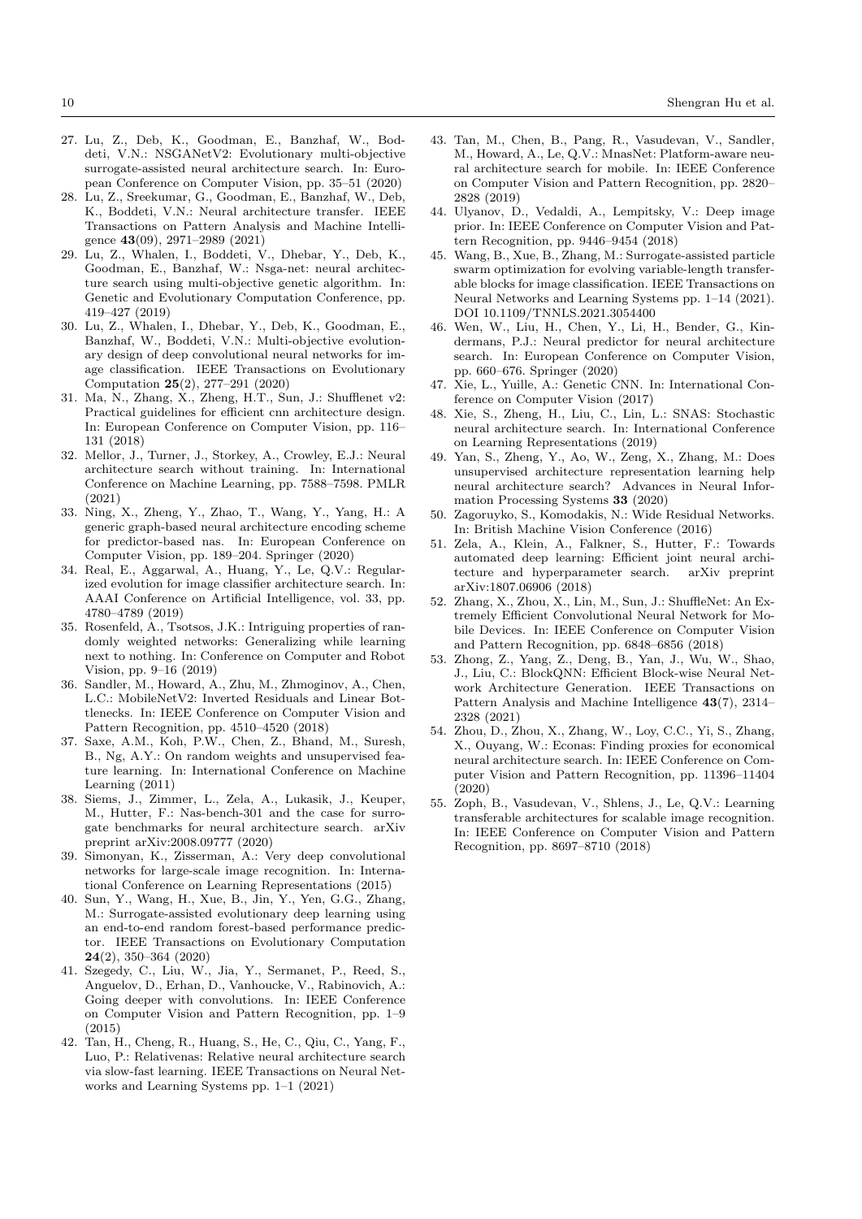27. Lu, Z., Deb, K., Goodman, E., Banzhaf, W., Boddeti, V.N.: NSGANetV2: Evolutionary multi-objective surrogate-assisted neural architecture search. In: European Conference on Computer Vision, pp. 35–51 (2020)
28. Lu, Z., Sreekumar, G., Goodman, E., Banzhaf, W., Deb, K., Boddeti, V.N.: Neural architecture transfer. IEEE Transactions on Pattern Analysis and Machine Intelligence **43**(09), 2971–2989 (2021)
29. Lu, Z., Whalen, I., Boddeti, V., Dhebar, Y., Deb, K., Goodman, E., Banzhaf, W.: Nsga-net: neural architecture search using multi-objective genetic algorithm. In: Genetic and Evolutionary Computation Conference, pp. 419–427 (2019)
30. Lu, Z., Whalen, I., Dhebar, Y., Deb, K., Goodman, E., Banzhaf, W., Boddeti, V.N.: Multi-objective evolutionary design of deep convolutional neural networks for image classification. IEEE Transactions on Evolutionary Computation **25**(2), 277–291 (2020)
31. Ma, N., Zhang, X., Zheng, H.T., Sun, J.: Shufflenet v2: Practical guidelines for efficient cnn architecture design. In: European Conference on Computer Vision, pp. 116–131 (2018)
32. Mellor, J., Turner, J., Storkey, A., Crowley, E.J.: Neural architecture search without training. In: International Conference on Machine Learning, pp. 7588–7598. PMLR (2021)
33. Ning, X., Zheng, Y., Zhao, T., Wang, Y., Yang, H.: A generic graph-based neural architecture encoding scheme for predictor-based nas. In: European Conference on Computer Vision, pp. 189–204. Springer (2020)
34. Real, E., Aggarwal, A., Huang, Y., Le, Q.V.: Regularized evolution for image classifier architecture search. In: AAAI Conference on Artificial Intelligence, vol. 33, pp. 4780–4789 (2019)
35. Rosenfeld, A., Tsotsos, J.K.: Intriguing properties of randomly weighted networks: Generalizing while learning next to nothing. In: Conference on Computer and Robot Vision, pp. 9–16 (2019)
36. Sandler, M., Howard, A., Zhu, M., Zhmoginov, A., Chen, L.C.: MobileNetV2: Inverted Residuals and Linear Bottlenecks. In: IEEE Conference on Computer Vision and Pattern Recognition, pp. 4510–4520 (2018)
37. Saxe, A.M., Koh, P.W., Chen, Z., Bhand, M., Suresh, B., Ng, A.Y.: On random weights and unsupervised feature learning. In: International Conference on Machine Learning (2011)
38. Siems, J., Zimmer, L., Zela, A., Lukasik, J., Keuper, M., Hutter, F.: Nas-bench-301 and the case for surrogate benchmarks for neural architecture search. arXiv preprint arXiv:2008.09777 (2020)
39. Simonyan, K., Zisserman, A.: Very deep convolutional networks for large-scale image recognition. In: International Conference on Learning Representations (2015)
40. Sun, Y., Wang, H., Xue, B., Jin, Y., Yen, G.G., Zhang, M.: Surrogate-assisted evolutionary deep learning using an end-to-end random forest-based performance predictor. IEEE Transactions on Evolutionary Computation **24**(2), 350–364 (2020)
41. Szegedy, C., Liu, W., Jia, Y., Sermanet, P., Reed, S., Anguelov, D., Erhan, D., Vanhoucke, V., Rabinovich, A.: Going deeper with convolutions. In: IEEE Conference on Computer Vision and Pattern Recognition, pp. 1–9 (2015)
42. Tan, H., Cheng, R., Huang, S., He, C., Qiu, C., Yang, F., Luo, P.: Relativenas: Relative neural architecture search via slow-fast learning. IEEE Transactions on Neural Networks and Learning Systems pp. 1–1 (2021)
43. Tan, M., Chen, B., Pang, R., Vasudevan, V., Sandler, M., Howard, A., Le, Q.V.: MnasNet: Platform-aware neural architecture search for mobile. In: IEEE Conference on Computer Vision and Pattern Recognition, pp. 2820–2828 (2019)
44. Ulyanov, D., Vedaldi, A., Lempitsky, V.: Deep image prior. In: IEEE Conference on Computer Vision and Pattern Recognition, pp. 9446–9454 (2018)
45. Wang, B., Xue, B., Zhang, M.: Surrogate-assisted particle swarm optimization for evolving variable-length transferable blocks for image classification. IEEE Transactions on Neural Networks and Learning Systems pp. 1–14 (2021). DOI 10.1109/TNNLS.2021.3054400
46. Wen, W., Liu, H., Chen, Y., Li, H., Bender, G., Kindermans, P.J.: Neural predictor for neural architecture search. In: European Conference on Computer Vision, pp. 660–676. Springer (2020)
47. Xie, L., Yuille, A.: Genetic CNN. In: International Conference on Computer Vision (2017)
48. Xie, S., Zheng, H., Liu, C., Lin, L.: SNAS: Stochastic neural architecture search. In: International Conference on Learning Representations (2019)
49. Yan, S., Zheng, Y., Ao, W., Zeng, X., Zhang, M.: Does unsupervised architecture representation learning help neural architecture search? Advances in Neural Information Processing Systems **33** (2020)
50. Zagoruyko, S., Komodakis, N.: Wide Residual Networks. In: British Machine Vision Conference (2016)
51. Zela, A., Klein, A., Falkner, S., Hutter, F.: Towards automated deep learning: Efficient joint neural architecture and hyperparameter search. arXiv preprint arXiv:1807.06906 (2018)
52. Zhang, X., Zhou, X., Lin, M., Sun, J.: ShuffleNet: An Extremely Efficient Convolutional Neural Network for Mobile Devices. In: IEEE Conference on Computer Vision and Pattern Recognition, pp. 6848–6856 (2018)
53. Zhong, Z., Yang, Z., Deng, B., Yan, J., Wu, W., Shao, J., Liu, C.: BlockQNN: Efficient Block-wise Neural Network Architecture Generation. IEEE Transactions on Pattern Analysis and Machine Intelligence **43**(7), 2314–2328 (2021)
54. Zhou, D., Zhou, X., Zhang, W., Loy, C.C., Yi, S., Zhang, X., Ouyang, W.: Econas: Finding proxies for economical neural architecture search. In: IEEE Conference on Computer Vision and Pattern Recognition, pp. 11396–11404 (2020)
55. Zoph, B., Vasudevan, V., Shlens, J., Le, Q.V.: Learning transferable architectures for scalable image recognition. In: IEEE Conference on Computer Vision and Pattern Recognition, pp. 8697–8710 (2018)